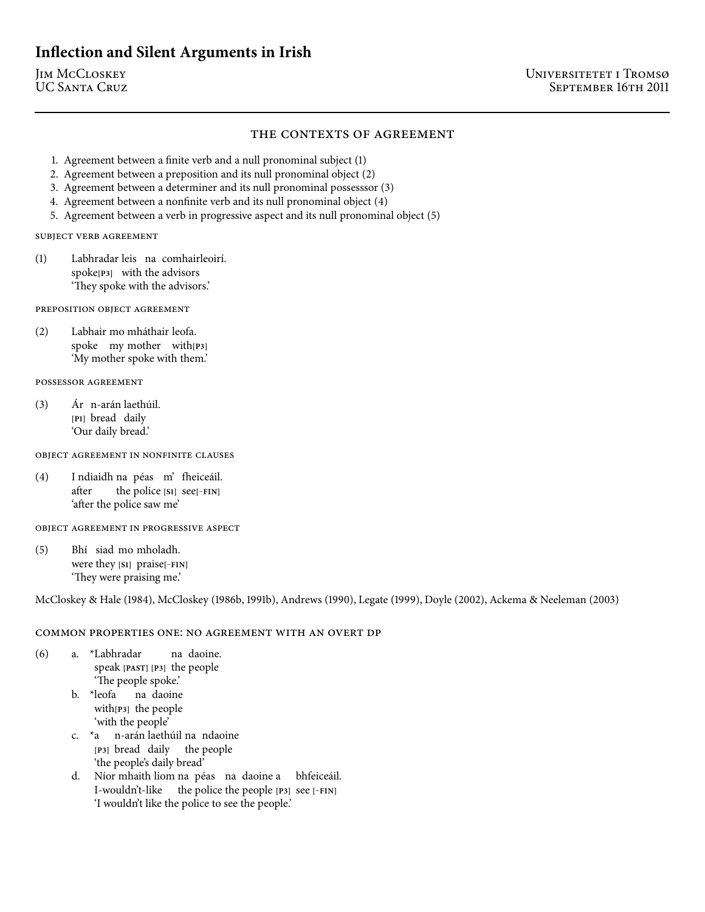# Inflection and Silent Arguments in Irish

Jim McCloskey
UC Santa Cruz

Universitetet i Tromsø
September 16th 2011

---

## The Contexts of Agreement

1. Agreement between a finite verb and a null pronominal subject (1)
2. Agreement between a preposition and its null pronominal object (2)
3. Agreement between a determiner and its null pronominal possesssor (3)
4. Agreement between a nonfinite verb and its null pronominal object (4)
5. Agreement between a verb in progressive aspect and its null pronominal object (5)

### Subject verb agreement

(1) Labhradar leis na comhairleoirí.
spoke[P3] with the advisors
'They spoke with the advisors.'

### Preposition object agreement

(2) Labhair mo mháthair leofa.
spoke my mother with[P3]
'My mother spoke with them.'

### Possessor agreement

(3) Ár n-arán laethúil.
[P1] bread daily
'Our daily bread.'

### Object agreement in nonfinite clauses

(4) I ndiaidh na péas m' fheiceáil.
after the police [S1] see[−FIN]
'after the police saw me'

### Object agreement in progressive aspect

(5) Bhí siad mo mholadh.
were they [S1] praise[−FIN]
'They were praising me.'

McCloskey & Hale (1984), McCloskey (1986b, 1991b), Andrews (1990), Legate (1999), Doyle (2002), Ackema & Neeleman (2003)

### Common properties one: no agreement with an overt DP

(6) a. *Labhradar na daoine.
speak [PAST] [P3] the people
'The people spoke.'

b. *leofa na daoine
with[P3] the people
'with the people'

c. *a n-arán laethúil na ndaoine
[P3] bread daily the people
'the people's daily bread'

d. Níor mhaith liom na péas na daoine a bhfeiceáil.
I-wouldn't-like the police the people [P3] see [−FIN]
'I wouldn't like the police to see the people.'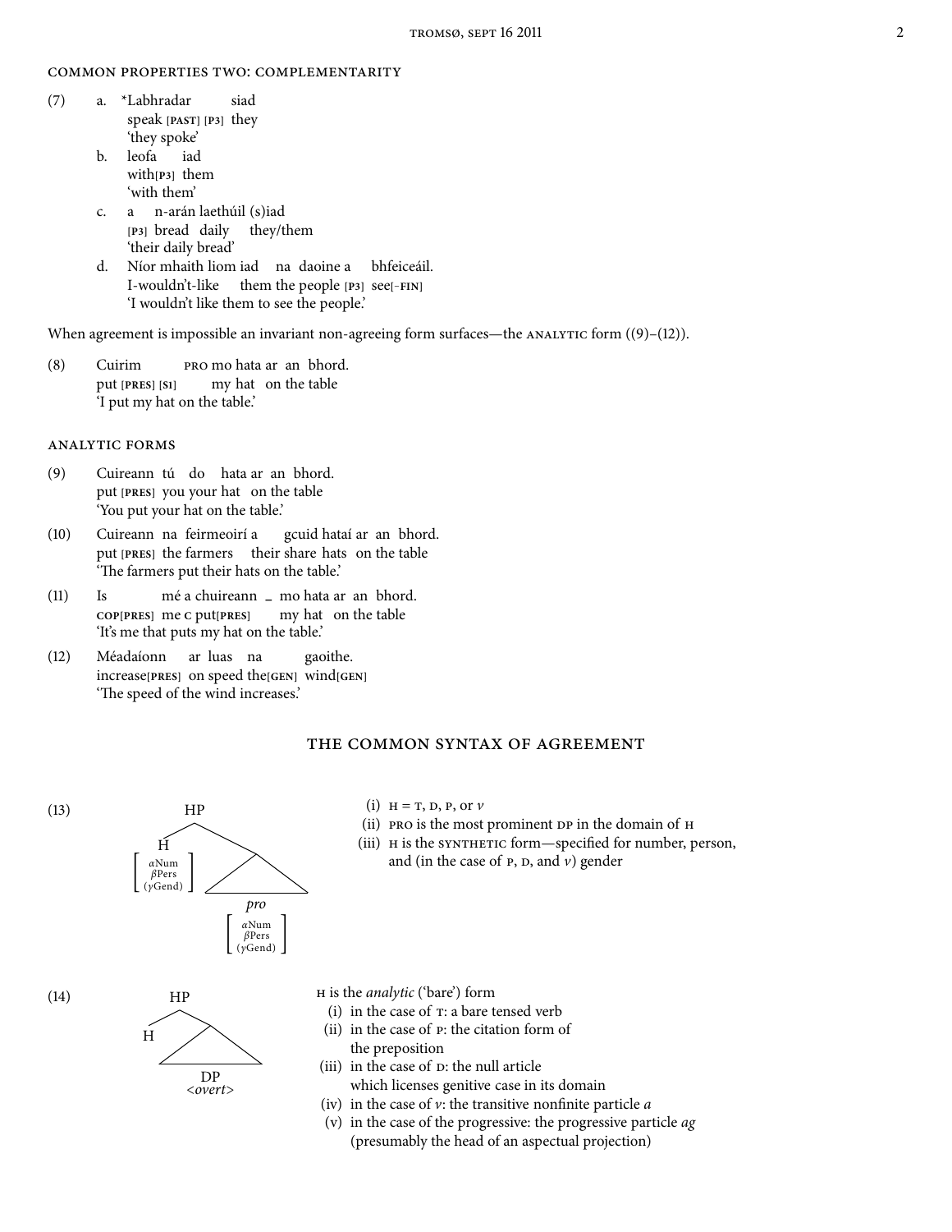### COMMON PROPERTIES TWO: COMPLEMENTARITY

(7)
a. *Labhradar siad
   speak [PAST] [P3] they
   'they spoke'

b. leofa iad
   with[P3] them
   'with them'

c. a n-arán laethúil (s)iad
   [P3] bread daily they/them
   'their daily bread'

d. Níor mhaith liom iad na daoine a bhfeiceáil.
   I-wouldn't-like them the people [P3] see[−FIN]
   'I wouldn't like them to see the people.'

When agreement is impossible an invariant non-agreeing form surfaces—the ANALYTIC form ((9)–(12)).

(8) Cuirim PRO mo hata ar an bhord.
    put [PRES] [S1] my hat on the table
    'I put my hat on the table.'

### ANALYTIC FORMS

(9) Cuireann tú do hata ar an bhord.
    put [PRES] you your hat on the table
    'You put your hat on the table.'

(10) Cuireann na feirmeoirí a gcuid hataí ar an bhord.
     put [PRES] the farmers their share hats on the table
     'The farmers put their hats on the table.'

(11) Is mé a chuireann _ mo hata ar an bhord.
     COP[PRES] me C put[PRES] my hat on the table
     'It's me that puts my hat on the table.'

(12) Méadaíonn ar luas na gaoithe.
     increase[PRES] on speed the[GEN] wind[GEN]
     'The speed of the wind increases.'

## THE COMMON SYNTAX OF AGREEMENT

(13) [HP H[αNum, βPers, (γGend)] [ ... *pro*[αNum, βPers, (γGend)] ... ]]

(i) H = T, D, P, or *v*
(ii) PRO is the most prominent DP in the domain of H
(iii) H is the SYNTHETIC form—specified for number, person, and (in the case of P, D, and *v*) gender

(14) [HP H [ ... DP <*overt*> ... ]]

H is the *analytic* ('bare') form
(i) in the case of T: a bare tensed verb
(ii) in the case of P: the citation form of the preposition
(iii) in the case of D: the null article which licenses genitive case in its domain
(iv) in the case of *v*: the transitive nonfinite particle *a*
(v) in the case of the progressive: the progressive particle *ag* (presumably the head of an aspectual projection)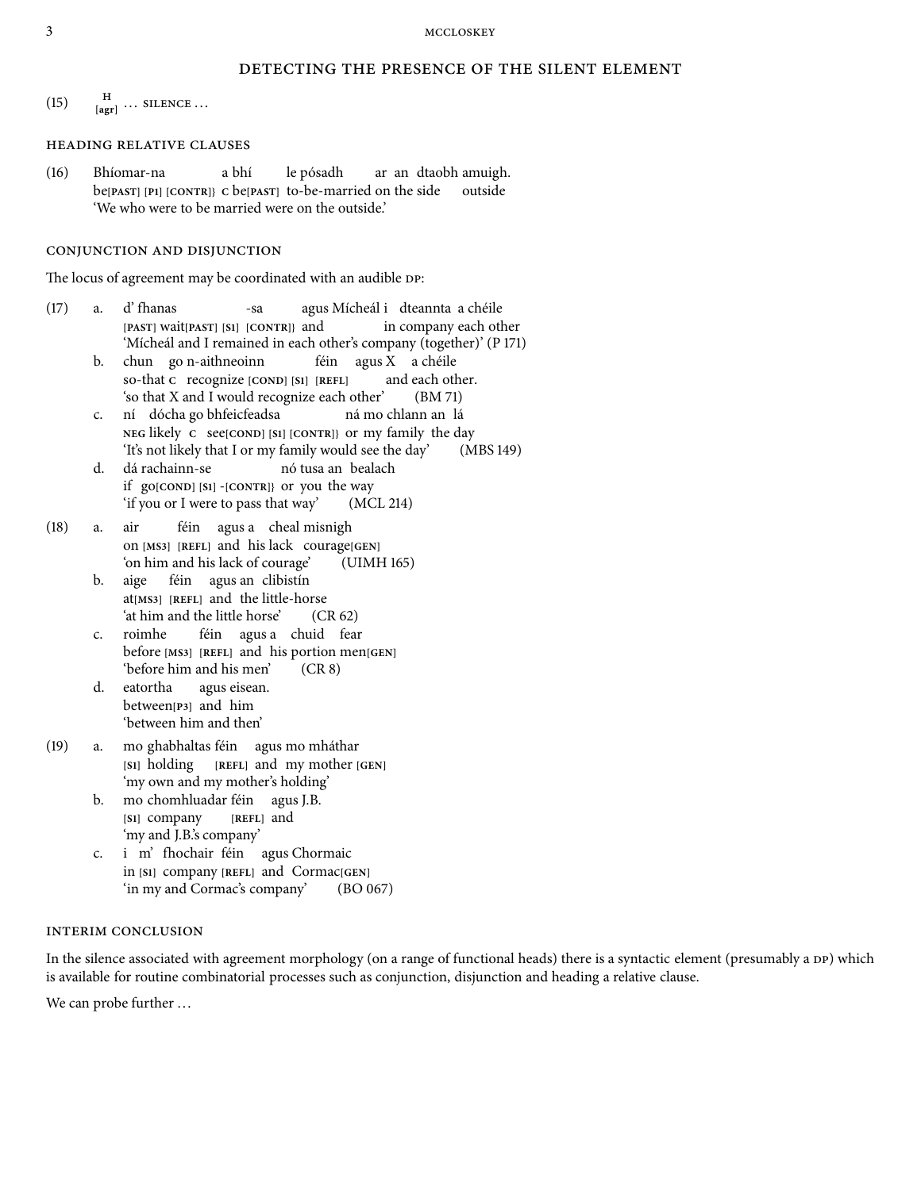## DETECTING THE PRESENCE OF THE SILENT ELEMENT

(15) H[agr] . . . SILENCE . . .

### HEADING RELATIVE CLAUSES

(16) Bhíomar-na a bhí le pósadh ar an dtaobh amuigh.
be[PAST] [P1] [CONTR]} C be[PAST] to-be-married on the side outside
'We who were to be married were on the outside.'

### CONJUNCTION AND DISJUNCTION

The locus of agreement may be coordinated with an audible DP:

(17) a. d' fhanas -sa agus Mícheál i dteannta a chéile
[PAST] wait[PAST] [S1] [CONTR]} and in company each other
'Mícheál and I remained in each other's company (together)' (P 171)

b. chun go n-aithneoinn féin agus X a chéile
so-that C recognize [COND] [S1] [REFL] and each other.
'so that X and I would recognize each other' (BM 71)

c. ní dócha go bhfeicfeadsa ná mo chlann an lá
NEG likely C see[COND] [S1] [CONTR]} or my family the day
'It's not likely that I or my family would see the day' (MBS 149)

d. dá rachainn-se nó tusa an bealach
if go[COND] [S1] -[CONTR]} or you the way
'if you or I were to pass that way' (MCL 214)

(18) a. air féin agus a cheal misnigh
on [MS3] [REFL] and his lack courage[GEN]
'on him and his lack of courage' (UIMH 165)

b. aige féin agus an clibistín
at[MS3] [REFL] and the little-horse
'at him and the little horse' (CR 62)

c. roimhe féin agus a chuid fear
before [MS3] [REFL] and his portion men[GEN]
'before him and his men' (CR 8)

d. eatortha agus eisean.
between[P3] and him
'between him and then'

(19) a. mo ghabhaltas féin agus mo mháthar
[S1] holding [REFL] and my mother [GEN]
'my own and my mother's holding'

b. mo chomhluadar féin agus J.B.
[S1] company [REFL] and
'my and J.B.'s company'

c. i m' fhochair féin agus Chormaic
in [S1] company [REFL] and Cormac[GEN]
'in my and Cormac's company' (BO 067)

### INTERIM CONCLUSION

In the silence associated with agreement morphology (on a range of functional heads) there is a syntactic element (presumably a DP) which is available for routine combinatorial processes such as conjunction, disjunction and heading a relative clause.

We can probe further . . .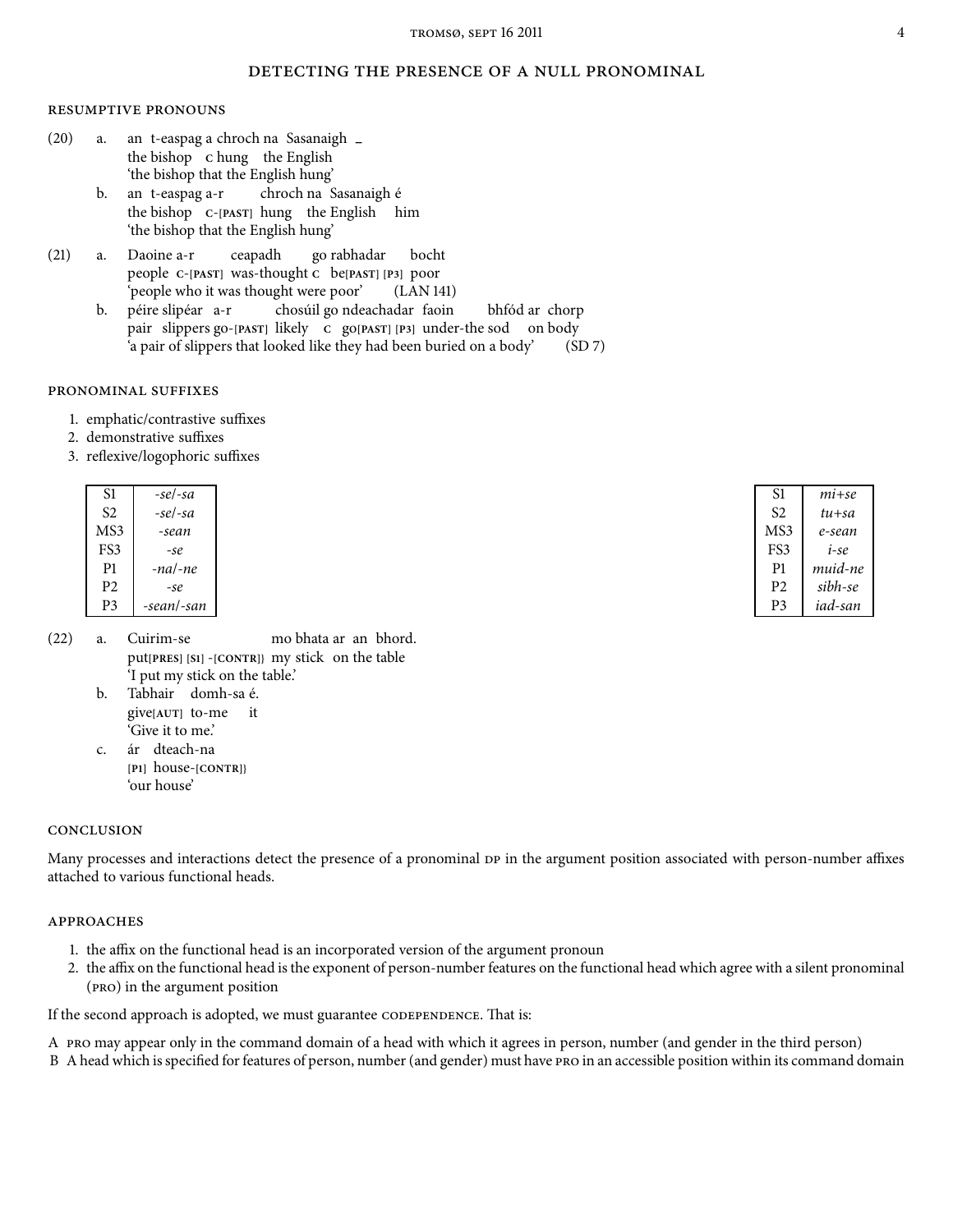## DETECTING THE PRESENCE OF A NULL PRONOMINAL

### RESUMPTIVE PRONOUNS

(20) a. an t-easpag a chroch na Sasanaigh _
the bishop C hung the English
'the bishop that the English hung'

b. an t-easpag a-r chroch na Sasanaigh é
the bishop C-[PAST] hung the English him
'the bishop that the English hung'

(21) a. Daoine a-r ceapadh go rabhadar bocht
people C-[PAST] was-thought C be[PAST] [P3] poor
'people who it was thought were poor' (LAN 141)

b. péire slipéar a-r chosúil go ndeachadar faoin bhfód ar chorp
pair slippers go-[PAST] likely C go[PAST] [P3] under-the sod on body
'a pair of slippers that looked like they had been buried on a body' (SD 7)

### PRONOMINAL SUFFIXES

1. emphatic/contrastive suffixes
2. demonstrative suffixes
3. reflexive/logophoric suffixes

| | |
|---|---|
| S1 | *-se/-sa* |
| S2 | *-se/-sa* |
| MS3 | *-sean* |
| FS3 | *-se* |
| P1 | *-na/-ne* |
| P2 | *-se* |
| P3 | *-sean/-san* |

| | |
|---|---|
| S1 | *mi+se* |
| S2 | *tu+sa* |
| MS3 | *e-sean* |
| FS3 | *i-se* |
| P1 | *muid-ne* |
| P2 | *sibh-se* |
| P3 | *iad-san* |

(22) a. Cuirim-se mo bhata ar an bhord.
put[PRES] [S1] -[CONTR]} my stick on the table
'I put my stick on the table.'

b. Tabhair domh-sa é.
give[AUT] to-me it
'Give it to me.'

c. ár dteach-na
[P1] house-[CONTR]}
'our house'

### CONCLUSION

Many processes and interactions detect the presence of a pronominal DP in the argument position associated with person-number affixes attached to various functional heads.

### APPROACHES

1. the affix on the functional head is an incorporated version of the argument pronoun
2. the affix on the functional head is the exponent of person-number features on the functional head which agree with a silent pronominal (PRO) in the argument position

If the second approach is adopted, we must guarantee CODEPENDENCE. That is:

A PRO may appear only in the command domain of a head with which it agrees in person, number (and gender in the third person)
B A head which is specified for features of person, number (and gender) must have PRO in an accessible position within its command domain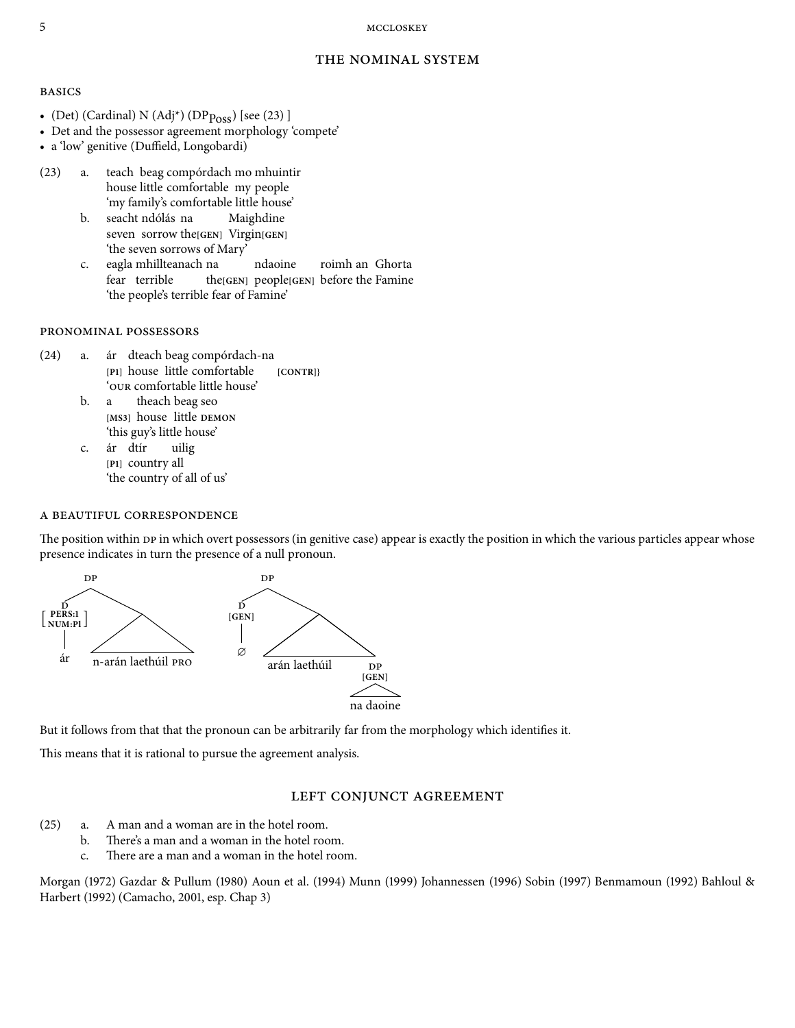## THE NOMINAL SYSTEM

### BASICS

- (Det) (Cardinal) N (Adj*) ($DP_{Poss}$) [see (23) ]
- Det and the possessor agreement morphology 'compete'
- a 'low' genitive (Duffield, Longobardi)

(23)
a. teach beag compórdach mo mhuintir
   house little comfortable my people
   'my family's comfortable little house'

b. seacht ndólás na Maighdine
   seven sorrow the[GEN] Virgin[GEN]
   'the seven sorrows of Mary'

c. eagla mhillteanach na ndaoine roimh an Ghorta
   fear terrible the[GEN] people[GEN] before the Famine
   'the people's terrible fear of Famine'

### PRONOMINAL POSSESSORS

(24)
a. ár dteach beag compórdach-na
   [P1] house little comfortable [CONTR]}
   'OUR comfortable little house'

b. a theach beag seo
   [MS3] house little DEMON
   'this guy's little house'

c. ár dtír uilig
   [P1] country all
   'the country of all of us'

### A BEAUTIFUL CORRESPONDENCE

The position within DP in which overt possessors (in genitive case) appear is exactly the position in which the various particles appear whose presence indicates in turn the presence of a null pronoun.

```
        DP                              DP
       /  \                            /  \
      D    \                          D    \
[PERS:1]   /\                       [GEN]  /\
[NUM:Pl]  /  \                        |   /  \
   |     /    \                       ∅  /    \
  ár   n-arán laethúil PRO            arán laethúil  DP
                                                    [GEN]
                                                     /\
                                                 na daoine
```

But it follows from that that the pronoun can be arbitrarily far from the morphology which identifies it.

This means that it is rational to pursue the agreement analysis.

## LEFT CONJUNCT AGREEMENT

(25)
a. A man and a woman are in the hotel room.
b. There's a man and a woman in the hotel room.
c. There are a man and a woman in the hotel room.

Morgan (1972) Gazdar & Pullum (1980) Aoun et al. (1994) Munn (1999) Johannessen (1996) Sobin (1997) Benmamoun (1992) Bahloul & Harbert (1992) (Camacho, 2001, esp. Chap 3)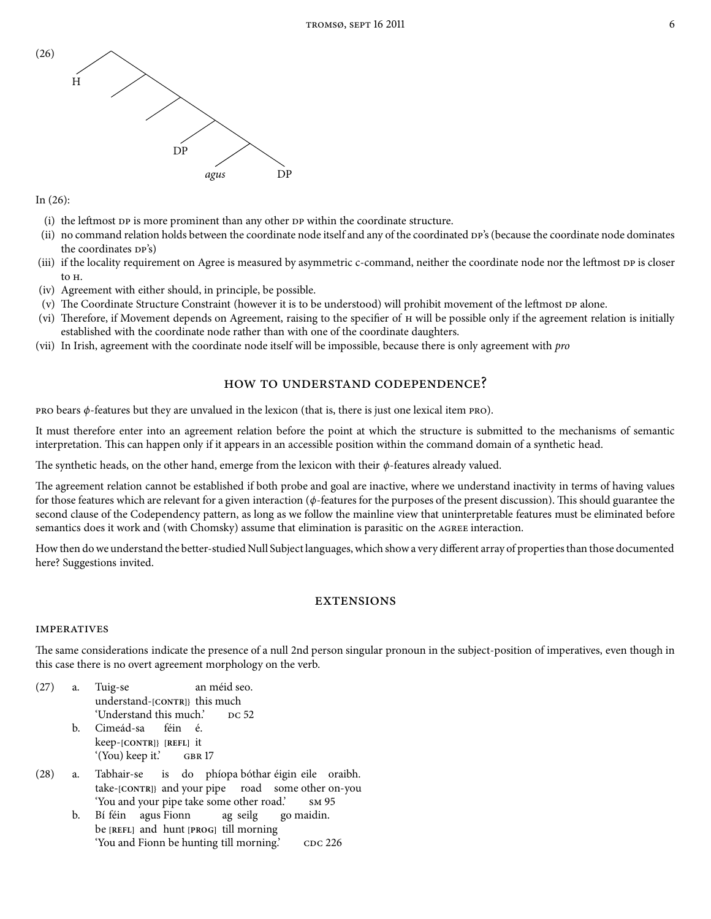(26) [tree diagram: H; DP; *agus* DP]

In (26):

1. (i) the leftmost DP is more prominent than any other DP within the coordinate structure.
2. (ii) no command relation holds between the coordinate node itself and any of the coordinated DP's (because the coordinate node dominates the coordinates DP's)
3. (iii) if the locality requirement on Agree is measured by asymmetric c-command, neither the coordinate node nor the leftmost DP is closer to H.
4. (iv) Agreement with either should, in principle, be possible.
5. (v) The Coordinate Structure Constraint (however it is to be understood) will prohibit movement of the leftmost DP alone.
6. (vi) Therefore, if Movement depends on Agreement, raising to the specifier of H will be possible only if the agreement relation is initially established with the coordinate node rather than with one of the coordinate daughters.
7. (vii) In Irish, agreement with the coordinate node itself will be impossible, because there is only agreement with *pro*

## HOW TO UNDERSTAND CODEPENDENCE?

PRO bears $\phi$-features but they are unvalued in the lexicon (that is, there is just one lexical item PRO).

It must therefore enter into an agreement relation before the point at which the structure is submitted to the mechanisms of semantic interpretation. This can happen only if it appears in an accessible position within the command domain of a synthetic head.

The synthetic heads, on the other hand, emerge from the lexicon with their $\phi$-features already valued.

The agreement relation cannot be established if both probe and goal are inactive, where we understand inactivity in terms of having values for those features which are relevant for a given interaction ($\phi$-features for the purposes of the present discussion). This should guarantee the second clause of the Codependency pattern, as long as we follow the mainline view that uninterpretable features must be eliminated before semantics does it work and (with Chomsky) assume that elimination is parasitic on the AGREE interaction.

How then do we understand the better-studied Null Subject languages, which show a very different array of properties than those documented here? Suggestions invited.

## EXTENSIONS

### IMPERATIVES

The same considerations indicate the presence of a null 2nd person singular pronoun in the subject-position of imperatives, even though in this case there is no overt agreement morphology on the verb.

(27) a. Tuig-se an méid seo.
understand-[CONTR]} this much
'Understand this much.' DC 52

b. Cimeád-sa féin é.
keep-[CONTR]} [REFL] it
'(You) keep it.' GBR 17

(28) a. Tabhair-se is do phíopa bóthar éigin eile oraibh.
take-[CONTR]} and your pipe road some other on-you
'You and your pipe take some other road.' SM 95

b. Bí féin agus Fionn ag seilg go maidin.
be [REFL] and hunt [PROG] till morning
'You and Fionn be hunting till morning.' CDC 226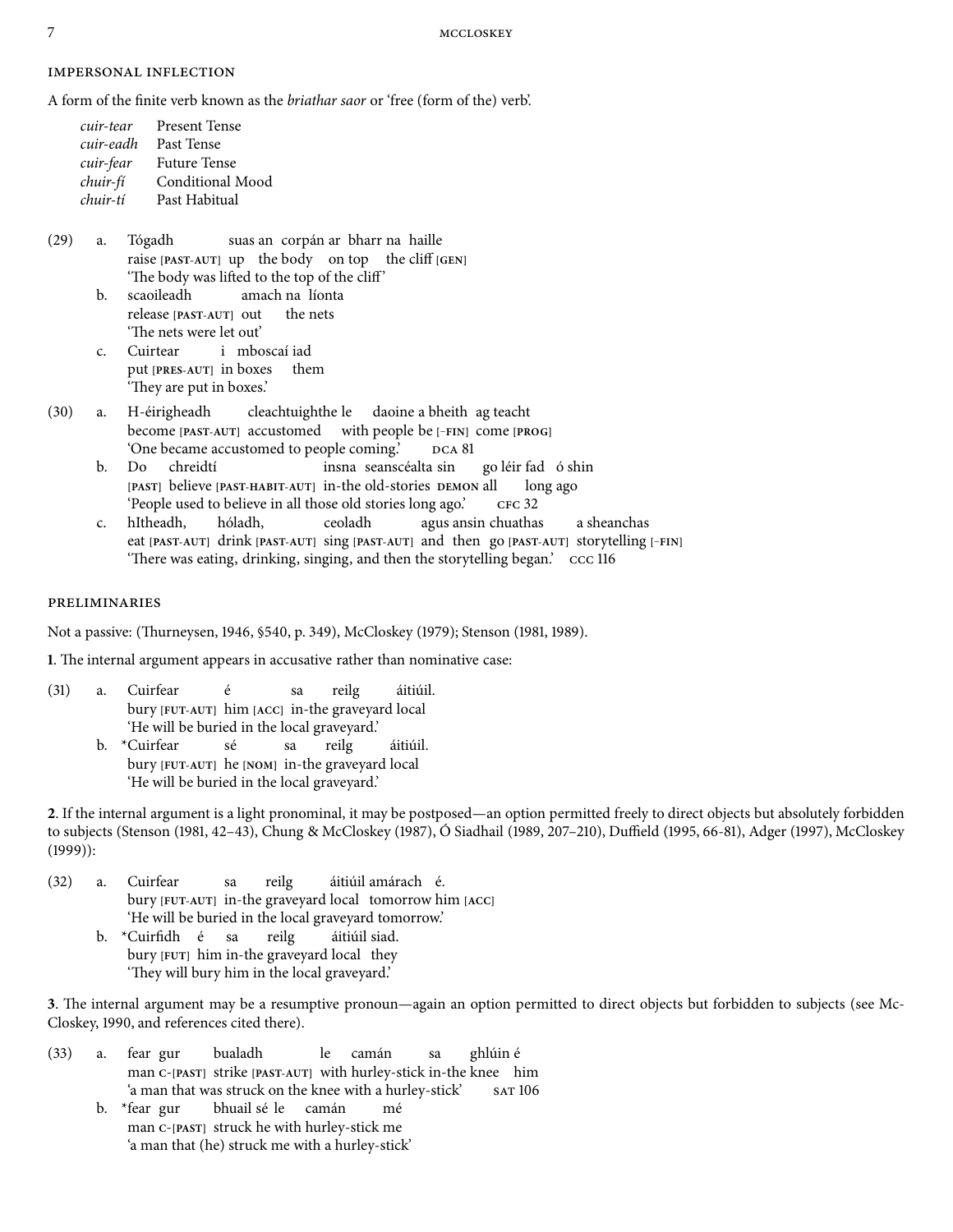### IMPERSONAL INFLECTION

A form of the finite verb known as the *briathar saor* or 'free (form of the) verb'.

| | |
|---|---|
| *cuir-tear* | Present Tense |
| *cuir-eadh* | Past Tense |
| *cuir-fear* | Future Tense |
| *chuir-fí* | Conditional Mood |
| *chuir-tí* | Past Habitual |

(29) a. Tógadh suas an corpán ar bharr na haille
raise [PAST-AUT] up the body on top the cliff [GEN]
'The body was lifted to the top of the cliff'

b. scaoileadh amach na líonta
release [PAST-AUT] out the nets
'The nets were let out'

c. Cuirtear i mboscaí iad
put [PRES-AUT] in boxes them
'They are put in boxes.'

(30) a. H-éirigheadh cleachtuighthe le daoine a bheith ag teacht
become [PAST-AUT] accustomed with people be [−FIN] come [PROG]
'One became accustomed to people coming.' DCA 81

b. Do chreidtí insna seanscéalta sin go léir fad ó shin
[PAST] believe [PAST-HABIT-AUT] in-the old-stories DEMON all long ago
'People used to believe in all those old stories long ago.' CFC 32

c. hItheadh, hóladh, ceoladh agus ansin chuathas a sheanchas
eat [PAST-AUT] drink [PAST-AUT] sing [PAST-AUT] and then go [PAST-AUT] storytelling [−FIN]
'There was eating, drinking, singing, and then the storytelling began.' CCC 116

### PRELIMINARIES

Not a passive: (Thurneysen, 1946, §540, p. 349), McCloskey (1979); Stenson (1981, 1989).

**1**. The internal argument appears in accusative rather than nominative case:

(31) a. Cuirfear é sa reilg áitiúil.
bury [FUT-AUT] him [ACC] in-the graveyard local
'He will be buried in the local graveyard.'

b. *Cuirfear sé sa reilg áitiúil.
bury [FUT-AUT] he [NOM] in-the graveyard local
'He will be buried in the local graveyard.'

**2**. If the internal argument is a light pronominal, it may be postposed—an option permitted freely to direct objects but absolutely forbidden to subjects (Stenson (1981, 42–43), Chung & McCloskey (1987), Ó Siadhail (1989, 207–210), Duffield (1995, 66-81), Adger (1997), McCloskey (1999)):

(32) a. Cuirfear sa reilg áitiúil amárach é.
bury [FUT-AUT] in-the graveyard local tomorrow him [ACC]
'He will be buried in the local graveyard tomorrow.'

b. *Cuirfidh é sa reilg áitiúil siad.
bury [FUT] him in-the graveyard local they
'They will bury him in the local graveyard.'

**3**. The internal argument may be a resumptive pronoun—again an option permitted to direct objects but forbidden to subjects (see McCloskey, 1990, and references cited there).

(33) a. fear gur bualadh le camán sa ghlúin é
man C-[PAST] strike [PAST-AUT] with hurley-stick in-the knee him
'a man that was struck on the knee with a hurley-stick' SAT 106

b. *fear gur bhuail sé le camán mé
man C-[PAST] struck he with hurley-stick me
'a man that (he) struck me with a hurley-stick'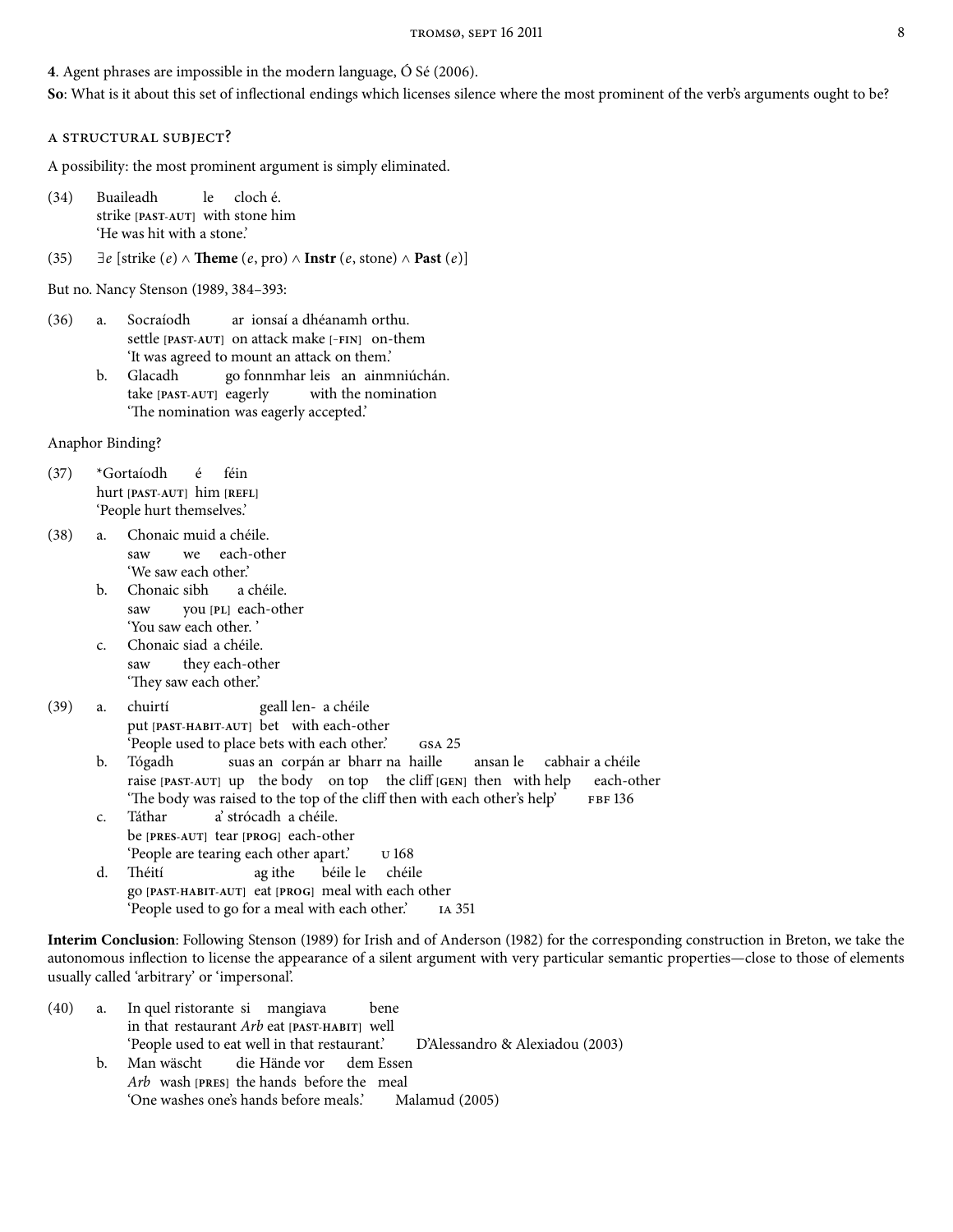**4**. Agent phrases are impossible in the modern language, Ó Sé (2006).

**So**: What is it about this set of inflectional endings which licenses silence where the most prominent of the verb's arguments ought to be?

### A STRUCTURAL SUBJECT?

A possibility: the most prominent argument is simply eliminated.

(34) Buaileadh le cloch é.
strike [PAST-AUT] with stone him
'He was hit with a stone.'

(35) $\exists e$ [strike $(e) \wedge$ **Theme** $(e$, pro$) \wedge$ **Instr** $(e$, stone$) \wedge$ **Past** $(e)$]

But no. Nancy Stenson (1989, 384–393:

(36) a. Socraíodh ar ionsaí a dhéanamh orthu.
settle [PAST-AUT] on attack make [-FIN] on-them
'It was agreed to mount an attack on them.'

b. Glacadh go fonnmhar leis an ainmniúchán.
take [PAST-AUT] eagerly with the nomination
'The nomination was eagerly accepted.'

Anaphor Binding?

(37) *Gortaíodh é féin
hurt [PAST-AUT] him [REFL]
'People hurt themselves.'

(38) a. Chonaic muid a chéile.
saw we each-other
'We saw each other.'

b. Chonaic sibh a chéile.
saw you [PL] each-other
'You saw each other.'

c. Chonaic siad a chéile.
saw they each-other
'They saw each other.'

(39) a. chuirtí geall len- a chéile
put [PAST-HABIT-AUT] bet with each-other
'People used to place bets with each other.' GSA 25

b. Tógadh suas an corpán ar bharr na haille ansan le cabhair a chéile
raise [PAST-AUT] up the body on top the cliff [GEN] then with help each-other
'The body was raised to the top of the cliff then with each other's help' FBF 136

c. Táthar a' strócadh a chéile.
be [PRES-AUT] tear [PROG] each-other
'People are tearing each other apart.' U 168

d. Théití ag ithe béile le chéile
go [PAST-HABIT-AUT] eat [PROG] meal with each other
'People used to go for a meal with each other.' IA 351

**Interim Conclusion**: Following Stenson (1989) for Irish and of Anderson (1982) for the corresponding construction in Breton, we take the autonomous inflection to license the appearance of a silent argument with very particular semantic properties—close to those of elements usually called 'arbitrary' or 'impersonal'.

(40) a. In quel ristorante si mangiava bene
in that restaurant *Arb* eat [PAST-HABIT] well
'People used to eat well in that restaurant.' D'Alessandro & Alexiadou (2003)

b. Man wäscht die Hände vor dem Essen
*Arb* wash [PRES] the hands before the meal
'One washes one's hands before meals.' Malamud (2005)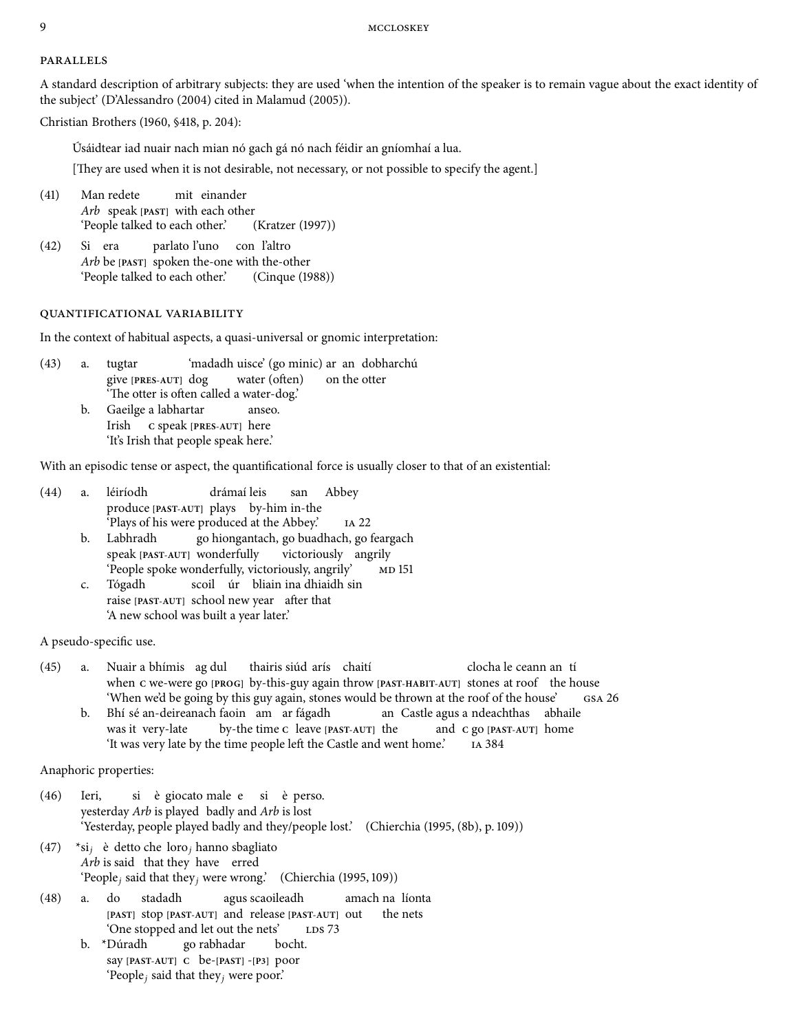### PARALLELS

A standard description of arbitrary subjects: they are used 'when the intention of the speaker is to remain vague about the exact identity of the subject' (D'Alessandro (2004) cited in Malamud (2005)).

Christian Brothers (1960, §418, p. 204):

> Úsáidtear iad nuair nach mian nó gach gá nó nach féidir an gníomhaí a lua.
>
> [They are used when it is not desirable, not necessary, or not possible to specify the agent.]

(41) Man redete mit einander
*Arb* speak [PAST] with each other
'People talked to each other.' (Kratzer (1997))

(42) Si era parlato l'uno con l'altro
*Arb* be [PAST] spoken the-one with the-other
'People talked to each other.' (Cinque (1988))

### QUANTIFICATIONAL VARIABILITY

In the context of habitual aspects, a quasi-universal or gnomic interpretation:

(43) a. tugtar 'madadh uisce' (go minic) ar an dobharchú
give [PRES-AUT] dog water (often) on the otter
'The otter is often called a water-dog.'

b. Gaeilge a labhartar anseo.
Irish C speak [PRES-AUT] here
'It's Irish that people speak here.'

With an episodic tense or aspect, the quantificational force is usually closer to that of an existential:

(44) a. léiríodh drámaí leis san Abbey
produce [PAST-AUT] plays by-him in-the
'Plays of his were produced at the Abbey.' IA 22

b. Labhradh go hiongantach, go buadhach, go feargach
speak [PAST-AUT] wonderfully victoriously angrily
'People spoke wonderfully, victoriously, angrily' MD 151

c. Tógadh scoil úr bliain ina dhiaidh sin
raise [PAST-AUT] school new year after that
'A new school was built a year later.'

A pseudo-specific use.

(45) a. Nuair a bhímis ag dul thairis siúd arís chaití clocha le ceann an tí
when C we-were go [PROG] by-this-guy again throw [PAST-HABIT-AUT] stones at roof the house
'When we'd be going by this guy again, stones would be thrown at the roof of the house' GSA 26

b. Bhí sé an-deireanach faoin am ar fágadh an Castle agus a ndeachthas abhaile
was it very-late by-the time C leave [PAST-AUT] the and C go [PAST-AUT] home
'It was very late by the time people left the Castle and went home.' IA 384

Anaphoric properties:

(46) Ieri, si è giocato male e si è perso.
yesterday *Arb* is played badly and *Arb* is lost
'Yesterday, people played badly and they/people lost.' (Chierchia (1995, (8b), p. 109))

(47) *si$_j$ è detto che loro$_j$ hanno sbagliato
*Arb* is said that they have erred
'People$_j$ said that they$_j$ were wrong.' (Chierchia (1995, 109))

(48) a. do stadadh agus scaoileadh amach na líonta
[PAST] stop [PAST-AUT] and release [PAST-AUT] out the nets
'One stopped and let out the nets' LDS 73

b. *Dúradh go rabhadar bocht.
say [PAST-AUT] C be-[PAST] -[P3] poor
'People$_j$ said that they$_j$ were poor.'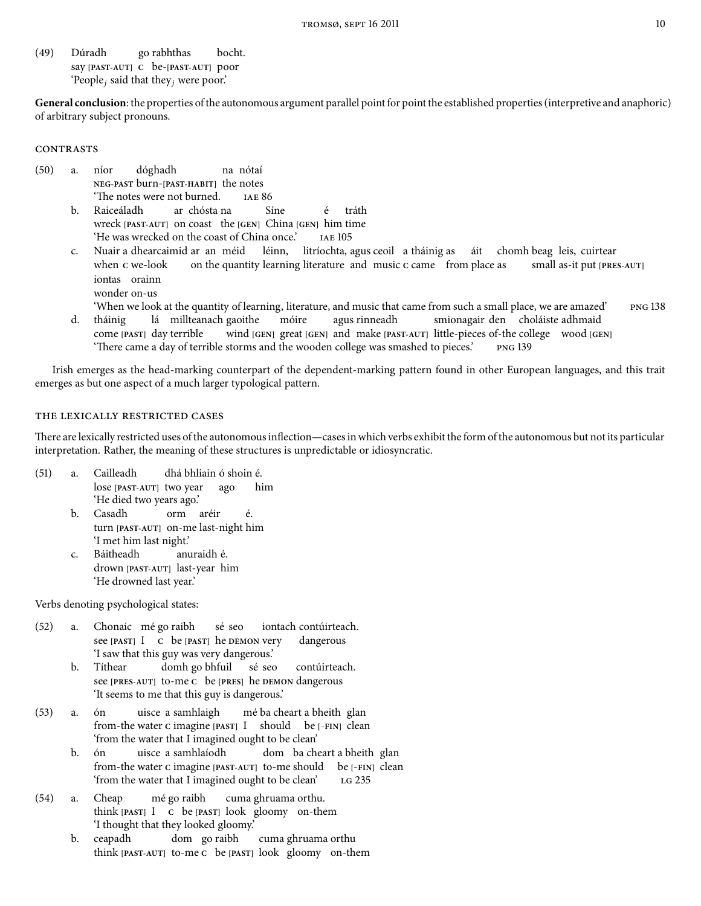(49) Dúradh go rabhthas bocht.
say [PAST-AUT] C be-[PAST-AUT] poor
'People$_j$ said that they$_j$ were poor.'

**General conclusion**: the properties of the autonomous argument parallel point for point the established properties (interpretive and anaphoric) of arbitrary subject pronouns.

### CONTRASTS

(50)
a. níor dóghadh na nótaí
NEG-PAST burn-[PAST-HABIT] the notes
'The notes were not burned. IAE 86

b. Raiceáladh ar chósta na Síne é tráth
wreck [PAST-AUT] on coast the [GEN] China [GEN] him time
'He was wrecked on the coast of China once.' IAE 105

c. Nuair a dhearcaimid ar an méid léinn, litríochta, agus ceoil a tháinig as áit chomh beag leis, cuirtear iontas orainn
when C we-look on the quantity learning literature and music C came from place as small as-it put [PRES-AUT] wonder on-us
'When we look at the quantity of learning, literature, and music that came from such a small place, we are amazed' PNG 138

d. tháinig lá millteanach gaoithe móire agus rinneadh smionagair den choláiste adhmaid
come [PAST] day terrible wind [GEN] great [GEN] and make [PAST-AUT] little-pieces of-the college wood [GEN]
'There came a day of terrible storms and the wooden college was smashed to pieces.' PNG 139

Irish emerges as the head-marking counterpart of the dependent-marking pattern found in other European languages, and this trait emerges as but one aspect of a much larger typological pattern.

### THE LEXICALLY RESTRICTED CASES

There are lexically restricted uses of the autonomous inflection—cases in which verbs exhibit the form of the autonomous but not its particular interpretation. Rather, the meaning of these structures is unpredictable or idiosyncratic.

(51)
a. Cailleadh dhá bhliain ó shoin é.
lose [PAST-AUT] two year ago him
'He died two years ago.'

b. Casadh orm aréir é.
turn [PAST-AUT] on-me last-night him
'I met him last night.'

c. Báitheadh anuraidh é.
drown [PAST-AUT] last-year him
'He drowned last year.'

Verbs denoting psychological states:

(52)
a. Chonaic mé go raibh sé seo iontach contúirteach.
see [PAST] I C be [PAST] he DEMON very dangerous
'I saw that this guy was very dangerous.'

b. Títhear domh go bhfuil sé seo contúirteach.
see [PRES-AUT] to-me C be [PRES] he DEMON dangerous
'It seems to me that this guy is dangerous.'

(53)
a. ón uisce a samhlaigh mé ba cheart a bheith glan
from-the water C imagine [PAST] I should be [-FIN] clean
'from the water that I imagined ought to be clean'

b. ón uisce a samhlaíodh dom ba cheart a bheith glan
from-the water C imagine [PAST-AUT] to-me should be [-FIN] clean
'from the water that I imagined ought to be clean' LG 235

(54)
a. Cheap mé go raibh cuma ghruama orthu.
think [PAST] I C be [PAST] look gloomy on-them
'I thought that they looked gloomy.'

b. ceapadh dom go raibh cuma ghruama orthu
think [PAST-AUT] to-me C be [PAST] look gloomy on-them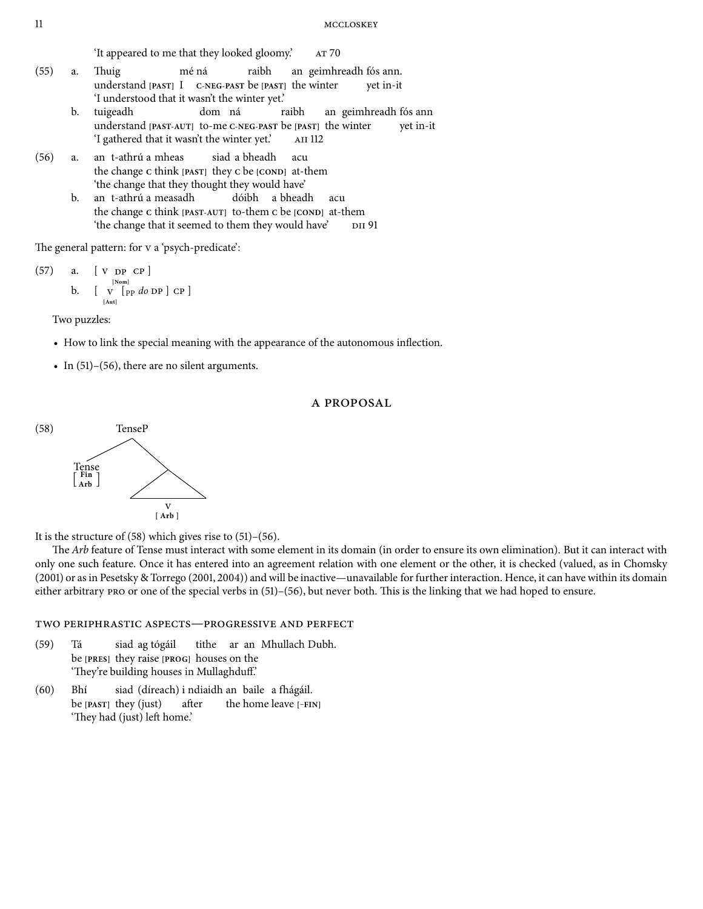'It appeared to me that they looked gloomy.' AT 70

(55) a. Thuig mé ná raibh an geimhreadh fós ann.
understand [PAST] I C-NEG-PAST be [PAST] the winter yet in-it
'I understood that it wasn't the winter yet.'

b. tuigeadh dom ná raibh an geimhreadh fós ann
understand [PAST-AUT] to-me C-NEG-PAST be [PAST] the winter yet in-it
'I gathered that it wasn't the winter yet.' AII 112

(56) a. an t-athrú a mheas siad a bheadh acu
the change C think [PAST] they C be [COND] at-them
'the change that they thought they would have'

b. an t-athrú a measadh dóibh a bheadh acu
the change C think [PAST-AUT] to-them C be [COND] at-them
'the change that it seemed to them they would have' DII 91

The general pattern: for V a 'psych-predicate':

(57) a. [ V DP$_{[Nom]}$ CP ]

b. [ V$_{[Aut]}$ [$_{PP}$ *do* DP ] CP ]

Two puzzles:

- How to link the special meaning with the appearance of the autonomous inflection.
- In (51)–(56), there are no silent arguments.

## A PROPOSAL

(58) [$_{TenseP}$ Tense$_{[Fin, Arb]}$ [ ... V$_{[Arb]}$ ... ] ]

It is the structure of (58) which gives rise to (51)–(56).

The *Arb* feature of Tense must interact with some element in its domain (in order to ensure its own elimination). But it can interact with only one such feature. Once it has entered into an agreement relation with one element or the other, it is checked (valued, as in Chomsky (2001) or as in Pesetsky & Torrego (2001, 2004)) and will be inactive—unavailable for further interaction. Hence, it can have within its domain either arbitrary PRO or one of the special verbs in (51)–(56), but never both. This is the linking that we had hoped to ensure.

### TWO PERIPHRASTIC ASPECTS—PROGRESSIVE AND PERFECT

(59) Tá siad ag tógáil tithe ar an Mhullach Dubh.
be [PRES] they raise [PROG] houses on the
'They're building houses in Mullaghduff.'

(60) Bhí siad (díreach) i ndiaidh an baile a fhágáil.
be [PAST] they (just) after the home leave [-FIN]
'They had (just) left home.'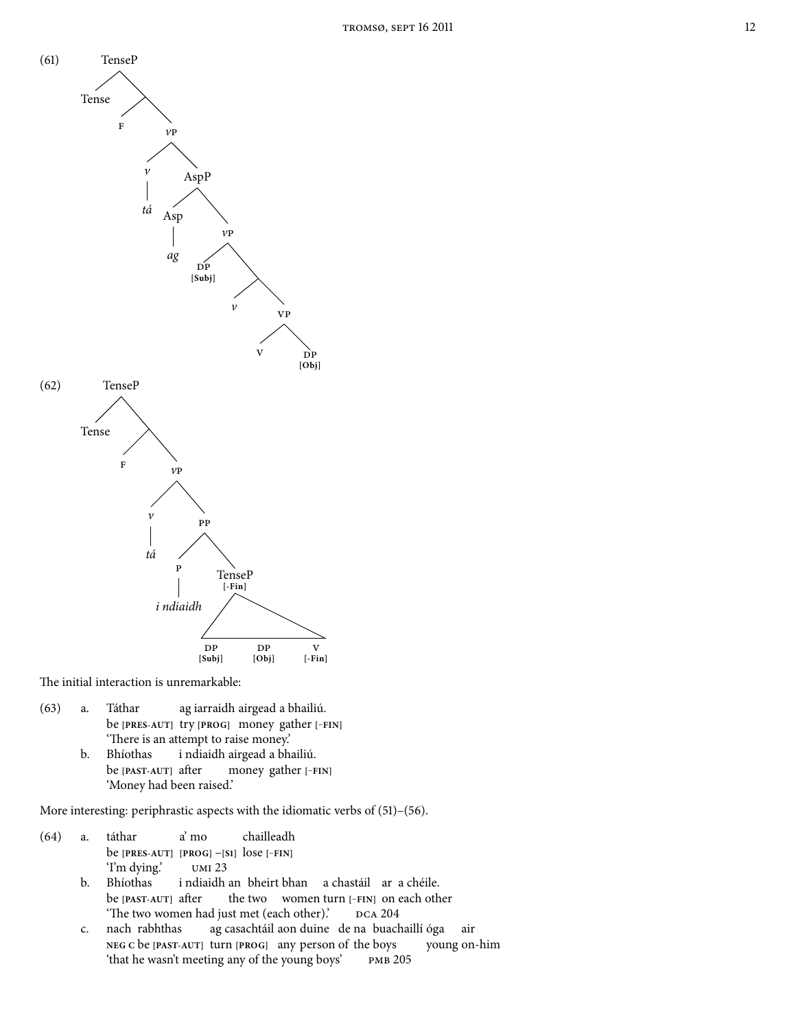(61)

```
TenseP
├── Tense
└── 
    ├── F
    └── vP
        ├── v
        │   └── tá
        └── AspP
            ├── Asp
            │   └── ag
            └── vP
                ├── DP [Subj]
                └── 
                    ├── v
                    └── VP
                        ├── V
                        └── DP [Obj]
```

(62)

```
TenseP
├── Tense
└── 
    ├── F
    └── vP
        ├── v
        │   └── tá
        └── PP
            ├── P
            │   └── i ndiaidh
            └── TenseP [-Fin]
                └── DP [Subj]   DP [Obj]   V [-Fin]
```

The initial interaction is unremarkable:

(63) a. Táthar ag iarraidh airgead a bhailiú.
be [PRES-AUT] try [PROG] money gather [–FIN]
'There is an attempt to raise money.'

b. Bhíothas i ndiaidh airgead a bhailiú.
be [PAST-AUT] after money gather [–FIN]
'Money had been raised.'

More interesting: periphrastic aspects with the idiomatic verbs of (51)–(56).

(64) a. táthar a' mo chailleadh
be [PRES-AUT] [PROG] –[S1] lose [–FIN]
'I'm dying.' UMI 23

b. Bhíothas i ndiaidh an bheirt bhan a chastáil ar a chéile.
be [PAST-AUT] after the two women turn [–FIN] on each other
'The two women had just met (each other).' DCA 204

c. nach rabhthas ag casachtáil aon duine de na buachaillí óga air
NEG C be [PAST-AUT] turn [PROG] any person of the boys young on-him
'that he wasn't meeting any of the young boys' PMB 205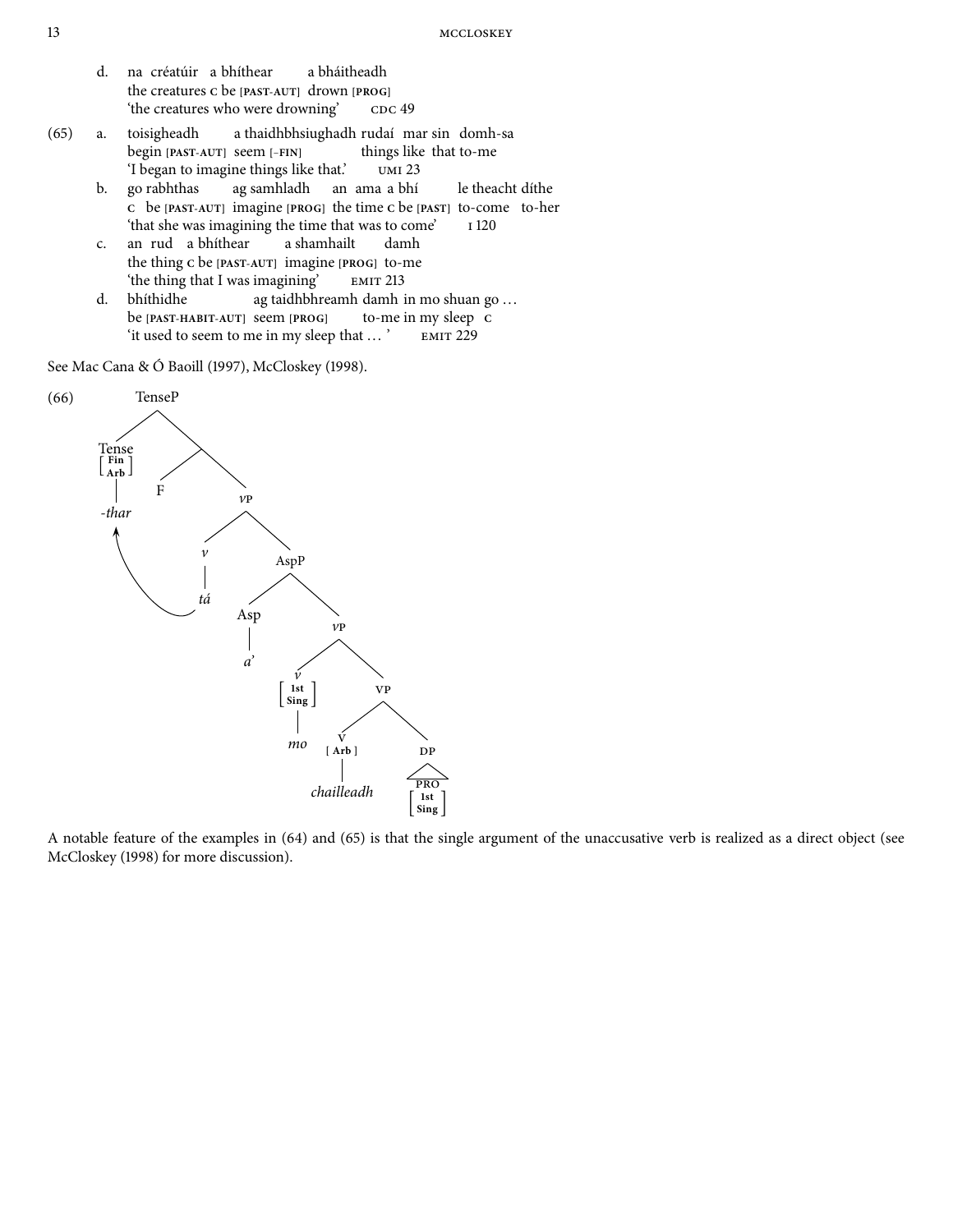d. na créatúir a bhíthear a bháitheadh
   the creatures C be [PAST-AUT] drown [PROG]
   'the creatures who were drowning' CDC 49

(65) a. toisigheadh a thaidhbhsiughadh rudaí mar sin domh-sa
   begin [PAST-AUT] seem [–FIN] things like that to-me
   'I began to imagine things like that.' UMI 23

b. go rabhthas ag samhladh an ama a bhí le theacht díthe
   C be [PAST-AUT] imagine [PROG] the time C be [PAST] to-come to-her
   'that she was imagining the time that was to come' I 120

c. an rud a bhíthear a shamhailt damh
   the thing C be [PAST-AUT] imagine [PROG] to-me
   'the thing that I was imagining' EMIT 213

d. bhíthidhe ag taidhbhreamh damh in mo shuan go …
   be [PAST-HABIT-AUT] seem [PROG] to-me in my sleep C
   'it used to seem to me in my sleep that … ' EMIT 229

See Mac Cana & Ó Baoill (1997), McCloskey (1998).

(66)

```
TenseP
├── Tense [Fin, Arb]
│     └── -thar   ← (tá raises to Tense)
└── [ ]
    ├── F
    └── vP
        ├── v
        │   └── tá
        └── AspP
            ├── Asp
            │   └── a'
            └── vP
                ├── v [1st, Sing]
                │   └── mo
                └── VP
                    ├── V [Arb]
                    │   └── chailleadh
                    └── DP
                        └── PRO [1st, Sing]
```

A notable feature of the examples in (64) and (65) is that the single argument of the unaccusative verb is realized as a direct object (see McCloskey (1998) for more discussion).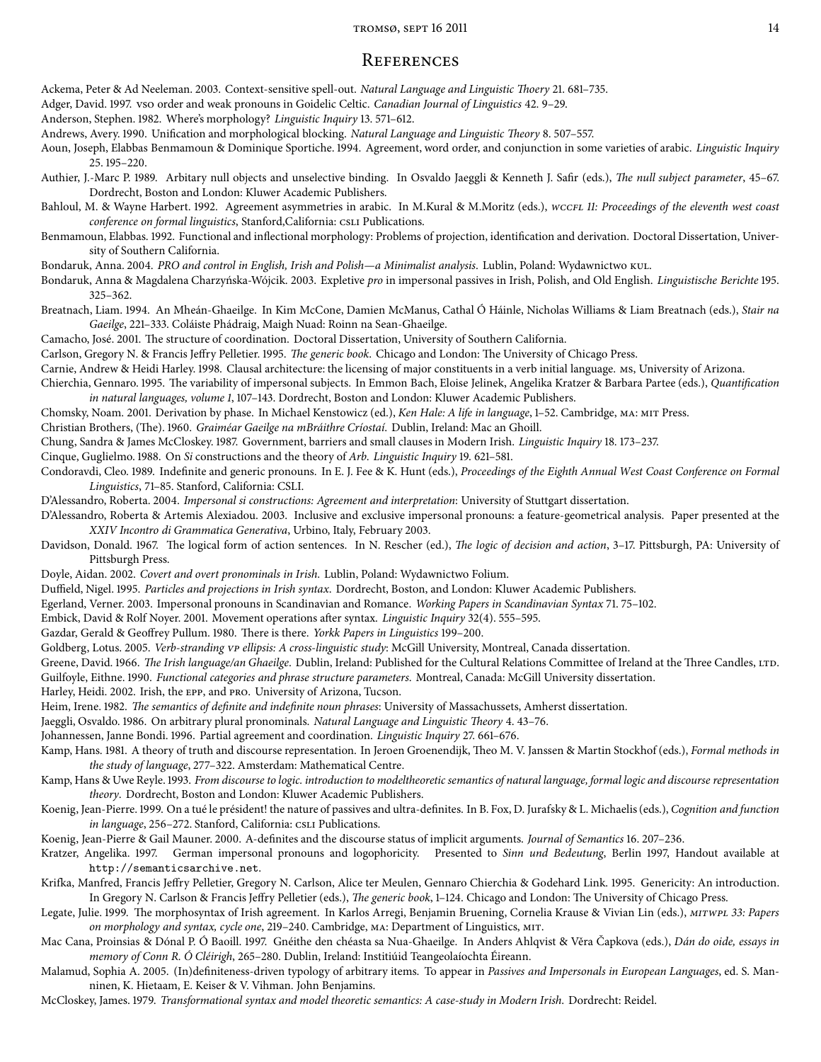# References

Ackema, Peter & Ad Neeleman. 2003. Context-sensitive spell-out. *Natural Language and Linguistic Theory* 21. 681–735.

Adger, David. 1997. vso order and weak pronouns in Goidelic Celtic. *Canadian Journal of Linguistics* 42. 9–29.

Anderson, Stephen. 1982. Where's morphology? *Linguistic Inquiry* 13. 571–612.

Andrews, Avery. 1990. Unification and morphological blocking. *Natural Language and Linguistic Theory* 8. 507–557.

Aoun, Joseph, Elabbas Benmamoun & Dominique Sportiche. 1994. Agreement, word order, and conjunction in some varieties of arabic. *Linguistic Inquiry* 25. 195–220.

Authier, J.-Marc P. 1989. Arbitary null objects and unselective binding. In Osvaldo Jaeggli & Kenneth J. Safir (eds.), *The null subject parameter*, 45–67. Dordrecht, Boston and London: Kluwer Academic Publishers.

Bahloul, M. & Wayne Harbert. 1992. Agreement asymmetries in arabic. In M.Kural & M.Moritz (eds.), *wccfl 11: Proceedings of the eleventh west coast conference on formal linguistics*, Stanford,California: csli Publications.

Benmamoun, Elabbas. 1992. Functional and inflectional morphology: Problems of projection, identification and derivation. Doctoral Dissertation, University of Southern California.

Bondaruk, Anna. 2004. *PRO and control in English, Irish and Polish—a Minimalist analysis*. Lublin, Poland: Wydawnictwo kul.

Bondaruk, Anna & Magdalena Charzyńska-Wójcik. 2003. Expletive *pro* in impersonal passives in Irish, Polish, and Old English. *Linguistische Berichte* 195. 325–362.

Breatnach, Liam. 1994. An Mheán-Ghaeilge. In Kim McCone, Damien McManus, Cathal Ó Háinle, Nicholas Williams & Liam Breatnach (eds.), *Stair na Gaeilge*, 221–333. Coláiste Phádraig, Maigh Nuad: Roinn na Sean-Ghaeilge.

Camacho, José. 2001. The structure of coordination. Doctoral Dissertation, University of Southern California.

Carlson, Gregory N. & Francis Jeffry Pelletier. 1995. *The generic book*. Chicago and London: The University of Chicago Press.

Carnie, Andrew & Heidi Harley. 1998. Clausal architecture: the licensing of major constituents in a verb initial language. ms, University of Arizona.

Chierchia, Gennaro. 1995. The variability of impersonal subjects. In Emmon Bach, Eloise Jelinek, Angelika Kratzer & Barbara Partee (eds.), *Quantification in natural languages, volume 1*, 107–143. Dordrecht, Boston and London: Kluwer Academic Publishers.

Chomsky, Noam. 2001. Derivation by phase. In Michael Kenstowicz (ed.), *Ken Hale: A life in language*, 1–52. Cambridge, ma: mit Press.

Christian Brothers, (The). 1960. *Graiméar Gaeilge na mBráithre Críostaí*. Dublin, Ireland: Mac an Ghoill.

Chung, Sandra & James McCloskey. 1987. Government, barriers and small clauses in Modern Irish. *Linguistic Inquiry* 18. 173–237.

Cinque, Guglielmo. 1988. On *Si* constructions and the theory of *Arb*. *Linguistic Inquiry* 19. 621–581.

Condoravdi, Cleo. 1989. Indefinite and generic pronouns. In E. J. Fee & K. Hunt (eds.), *Proceedings of the Eighth Annual West Coast Conference on Formal Linguistics*, 71–85. Stanford, California: CSLI.

D'Alessandro, Roberta. 2004. *Impersonal si constructions: Agreement and interpretation*: University of Stuttgart dissertation.

D'Alessandro, Roberta & Artemis Alexiadou. 2003. Inclusive and exclusive impersonal pronouns: a feature-geometrical analysis. Paper presented at the *XXIV Incontro di Grammatica Generativa*, Urbino, Italy, February 2003.

Davidson, Donald. 1967. The logical form of action sentences. In N. Rescher (ed.), *The logic of decision and action*, 3–17. Pittsburgh, PA: University of Pittsburgh Press.

Doyle, Aidan. 2002. *Covert and overt pronominals in Irish*. Lublin, Poland: Wydawnictwo Folium.

Duffield, Nigel. 1995. *Particles and projections in Irish syntax*. Dordrecht, Boston, and London: Kluwer Academic Publishers.

Egerland, Verner. 2003. Impersonal pronouns in Scandinavian and Romance. *Working Papers in Scandinavian Syntax* 71. 75–102.

Embick, David & Rolf Noyer. 2001. Movement operations after syntax. *Linguistic Inquiry* 32(4). 555–595.

Gazdar, Gerald & Geoffrey Pullum. 1980. There is there. *Yorkk Papers in Linguistics* 199–200.

Goldberg, Lotus. 2005. *Verb-stranding vp ellipsis: A cross-linguistic study*: McGill University, Montreal, Canada dissertation.

Greene, David. 1966. *The Irish language/an Ghaeilge*. Dublin, Ireland: Published for the Cultural Relations Committee of Ireland at the Three Candles, ltd.

Guilfoyle, Eithne. 1990. *Functional categories and phrase structure parameters*. Montreal, Canada: McGill University dissertation.

Harley, Heidi. 2002. Irish, the epp, and pro. University of Arizona, Tucson.

Heim, Irene. 1982. *The semantics of definite and indefinite noun phrases*: University of Massachussets, Amherst dissertation.

Jaeggli, Osvaldo. 1986. On arbitrary plural pronominals. *Natural Language and Linguistic Theory* 4. 43–76.

Johannessen, Janne Bondi. 1996. Partial agreement and coordination. *Linguistic Inquiry* 27. 661–676.

Kamp, Hans. 1981. A theory of truth and discourse representation. In Jeroen Groenendijk, Theo M. V. Janssen & Martin Stockhof (eds.), *Formal methods in the study of language*, 277–322. Amsterdam: Mathematical Centre.

Kamp, Hans & Uwe Reyle. 1993. *From discourse to logic. introduction to modeltheoretic semantics of natural language, formal logic and discourse representation theory*. Dordrecht, Boston and London: Kluwer Academic Publishers.

Koenig, Jean-Pierre. 1999. On a tué le président! the nature of passives and ultra-definites. In B. Fox, D. Jurafsky & L. Michaelis (eds.), *Cognition and function in language*, 256–272. Stanford, California: csli Publications.

Koenig, Jean-Pierre & Gail Mauner. 2000. A-definites and the discourse status of implicit arguments. *Journal of Semantics* 16. 207–236.

Kratzer, Angelika. 1997. German impersonal pronouns and logophoricity. Presented to *Sinn und Bedeutung*, Berlin 1997, Handout available at `http://semanticsarchive.net`.

Krifka, Manfred, Francis Jeffry Pelletier, Gregory N. Carlson, Alice ter Meulen, Gennaro Chierchia & Godehard Link. 1995. Genericity: An introduction. In Gregory N. Carlson & Francis Jeffry Pelletier (eds.), *The generic book*, 1–124. Chicago and London: The University of Chicago Press.

Legate, Julie. 1999. The morphosyntax of Irish agreement. In Karlos Arregi, Benjamin Bruening, Cornelia Krause & Vivian Lin (eds.), *mitwpl 33: Papers on morphology and syntax, cycle one*, 219–240. Cambridge, ma: Department of Linguistics, mit.

Mac Cana, Proinsias & Dónal P. Ó Baoill. 1997. Gnéithe den chéasta sa Nua-Ghaeilge. In Anders Ahlqvist & Věra Čapkova (eds.), *Dán do oide, essays in memory of Conn R. Ó Cléirigh*, 265–280. Dublin, Ireland: Institiúid Teangeolaíochta Éireann.

Malamud, Sophia A. 2005. (In)definiteness-driven typology of arbitrary items. To appear in *Passives and Impersonals in European Languages*, ed. S. Manninen, K. Hietaam, E. Keiser & V. Vihman. John Benjamins.

McCloskey, James. 1979. *Transformational syntax and model theoretic semantics: A case-study in Modern Irish*. Dordrecht: Reidel.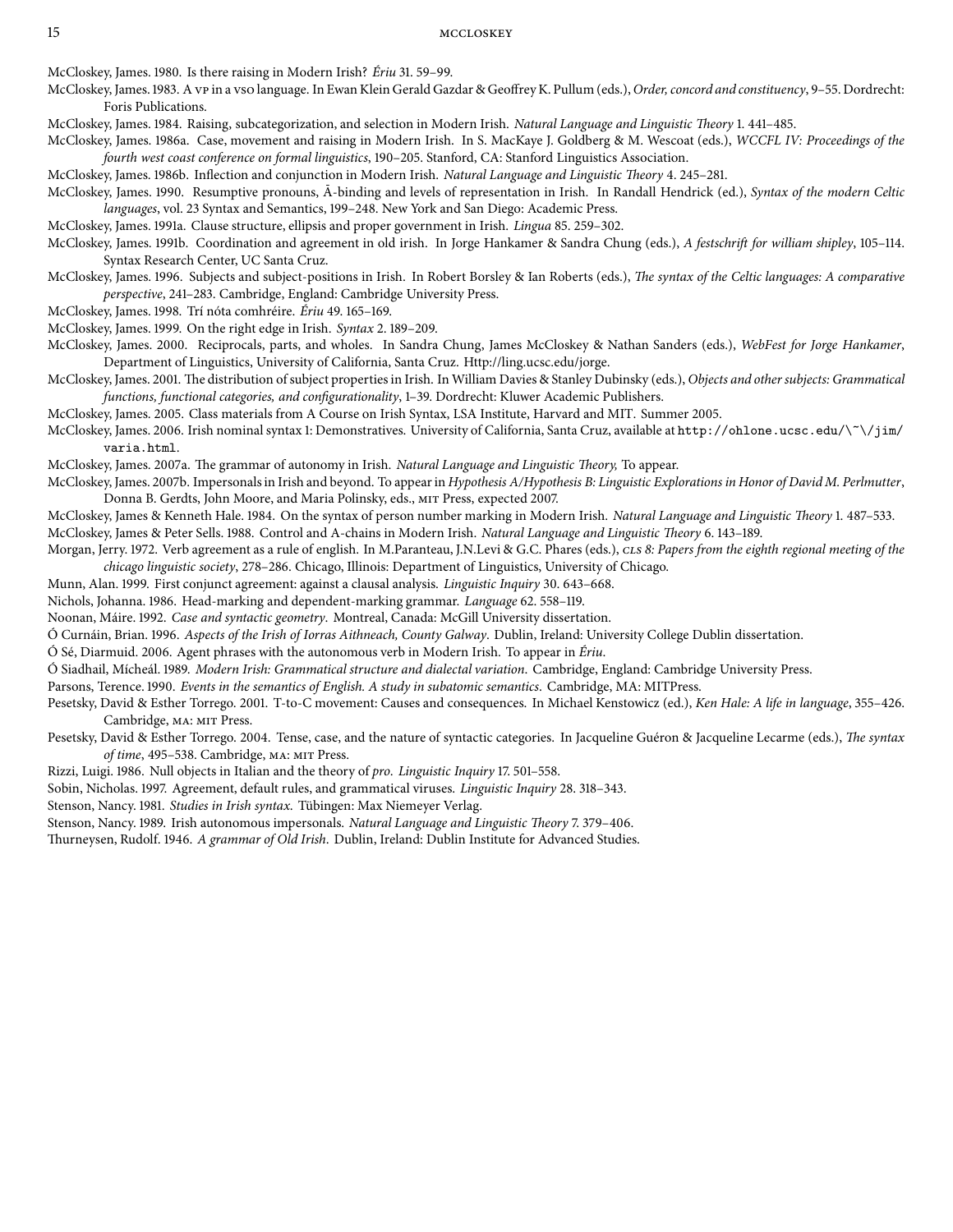McCloskey, James. 1980. Is there raising in Modern Irish? *Ériu* 31. 59–99.

McCloskey, James. 1983. A VP in a VSO language. In Ewan Klein Gerald Gazdar & Geoffrey K. Pullum (eds.), *Order, concord and constituency*, 9–55. Dordrecht: Foris Publications.

McCloskey, James. 1984. Raising, subcategorization, and selection in Modern Irish. *Natural Language and Linguistic Theory* 1. 441–485.

McCloskey, James. 1986a. Case, movement and raising in Modern Irish. In S. MacKaye J. Goldberg & M. Wescoat (eds.), *WCCFL IV: Proceedings of the fourth west coast conference on formal linguistics*, 190–205. Stanford, CA: Stanford Linguistics Association.

McCloskey, James. 1986b. Inflection and conjunction in Modern Irish. *Natural Language and Linguistic Theory* 4. 245–281.

McCloskey, James. 1990. Resumptive pronouns, Ā-binding and levels of representation in Irish. In Randall Hendrick (ed.), *Syntax of the modern Celtic languages*, vol. 23 Syntax and Semantics, 199–248. New York and San Diego: Academic Press.

McCloskey, James. 1991a. Clause structure, ellipsis and proper government in Irish. *Lingua* 85. 259–302.

McCloskey, James. 1991b. Coordination and agreement in old irish. In Jorge Hankamer & Sandra Chung (eds.), *A festschrift for william shipley*, 105–114. Syntax Research Center, UC Santa Cruz.

McCloskey, James. 1996. Subjects and subject-positions in Irish. In Robert Borsley & Ian Roberts (eds.), *The syntax of the Celtic languages: A comparative perspective*, 241–283. Cambridge, England: Cambridge University Press.

McCloskey, James. 1998. Trí nóta comhréire. *Ériu* 49. 165–169.

McCloskey, James. 1999. On the right edge in Irish. *Syntax* 2. 189–209.

McCloskey, James. 2000. Reciprocals, parts, and wholes. In Sandra Chung, James McCloskey & Nathan Sanders (eds.), *WebFest for Jorge Hankamer*, Department of Linguistics, University of California, Santa Cruz. Http://ling.ucsc.edu/jorge.

McCloskey, James. 2001. The distribution of subject properties in Irish. In William Davies & Stanley Dubinsky (eds.), *Objects and other subjects: Grammatical functions, functional categories, and configurationality*, 1–39. Dordrecht: Kluwer Academic Publishers.

McCloskey, James. 2005. Class materials from A Course on Irish Syntax, LSA Institute, Harvard and MIT. Summer 2005.

McCloskey, James. 2006. Irish nominal syntax 1: Demonstratives. University of California, Santa Cruz, available at `http://ohlone.ucsc.edu/\~\/jim/varia.html`.

McCloskey, James. 2007a. The grammar of autonomy in Irish. *Natural Language and Linguistic Theory,* To appear.

McCloskey, James. 2007b. Impersonals in Irish and beyond. To appear in *Hypothesis A/Hypothesis B: Linguistic Explorations in Honor of David M. Perlmutter*, Donna B. Gerdts, John Moore, and Maria Polinsky, eds., MIT Press, expected 2007.

McCloskey, James & Kenneth Hale. 1984. On the syntax of person number marking in Modern Irish. *Natural Language and Linguistic Theory* 1. 487–533.

McCloskey, James & Peter Sells. 1988. Control and A-chains in Modern Irish. *Natural Language and Linguistic Theory* 6. 143–189.

Morgan, Jerry. 1972. Verb agreement as a rule of english. In M.Paranteau, J.N.Levi & G.C. Phares (eds.), *CLS 8: Papers from the eighth regional meeting of the chicago linguistic society*, 278–286. Chicago, Illinois: Department of Linguistics, University of Chicago.

Munn, Alan. 1999. First conjunct agreement: against a clausal analysis. *Linguistic Inquiry* 30. 643–668.

Nichols, Johanna. 1986. Head-marking and dependent-marking grammar. *Language* 62. 558–119.

Noonan, Máire. 1992. *Case and syntactic geometry*. Montreal, Canada: McGill University dissertation.

Ó Curnáin, Brian. 1996. *Aspects of the Irish of Iorras Aithneach, County Galway*. Dublin, Ireland: University College Dublin dissertation.

Ó Sé, Diarmuid. 2006. Agent phrases with the autonomous verb in Modern Irish. To appear in *Ériu.*

Ó Siadhail, Mícheál. 1989. *Modern Irish: Grammatical structure and dialectal variation*. Cambridge, England: Cambridge University Press.

Parsons, Terence. 1990. *Events in the semantics of English. A study in subatomic semantics*. Cambridge, MA: MITPress.

Pesetsky, David & Esther Torrego. 2001. T-to-C movement: Causes and consequences. In Michael Kenstowicz (ed.), *Ken Hale: A life in language*, 355–426. Cambridge, MA: MIT Press.

Pesetsky, David & Esther Torrego. 2004. Tense, case, and the nature of syntactic categories. In Jacqueline Guéron & Jacqueline Lecarme (eds.), *The syntax of time*, 495–538. Cambridge, MA: MIT Press.

Rizzi, Luigi. 1986. Null objects in Italian and the theory of *pro*. *Linguistic Inquiry* 17. 501–558.

Sobin, Nicholas. 1997. Agreement, default rules, and grammatical viruses. *Linguistic Inquiry* 28. 318–343.

Stenson, Nancy. 1981. *Studies in Irish syntax*. Tübingen: Max Niemeyer Verlag.

Stenson, Nancy. 1989. Irish autonomous impersonals. *Natural Language and Linguistic Theory* 7. 379–406.

Thurneysen, Rudolf. 1946. *A grammar of Old Irish*. Dublin, Ireland: Dublin Institute for Advanced Studies.